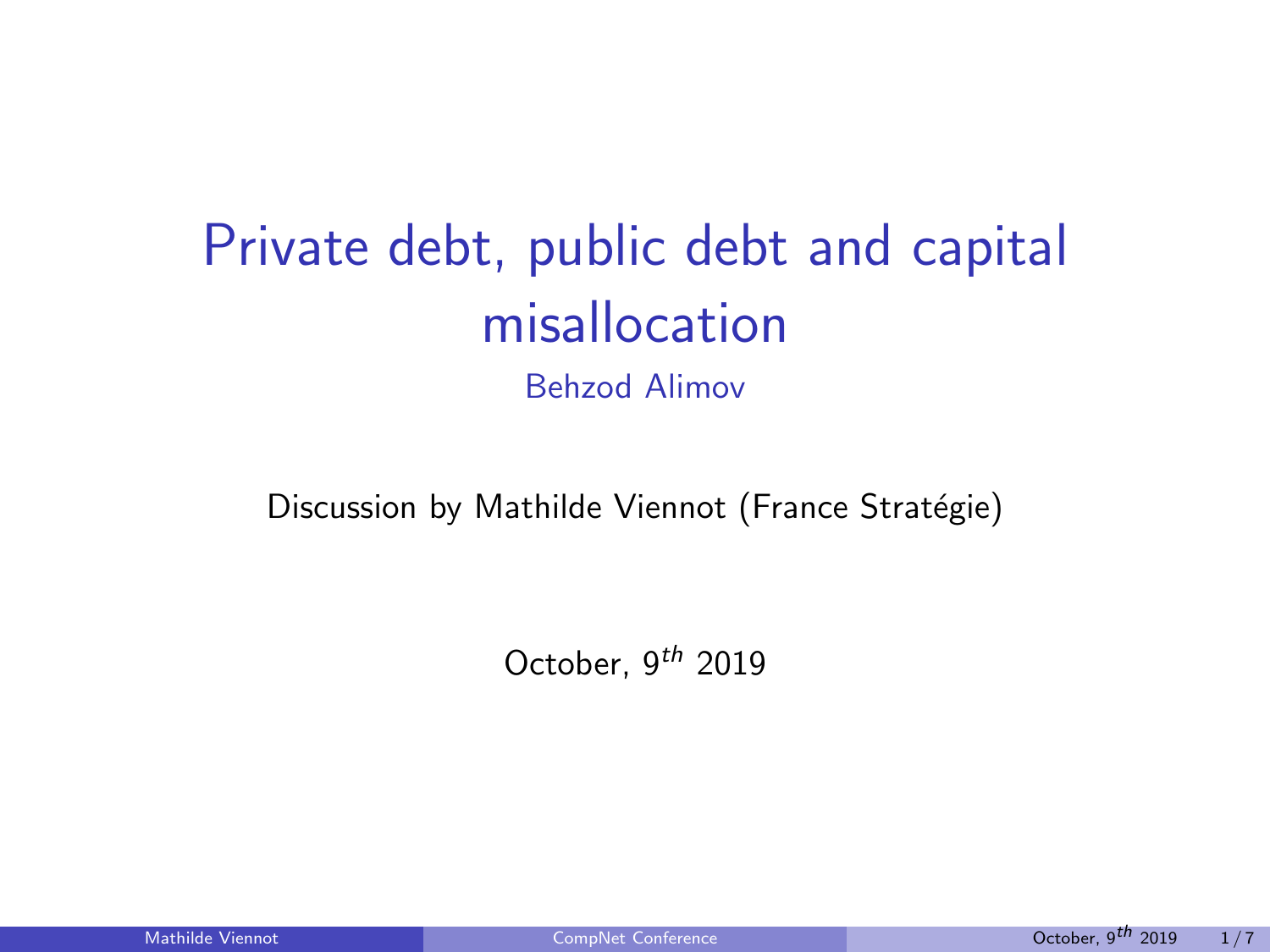# Private debt, public debt and capital misallocation

Behzod Alimov

Discussion by Mathilde Viennot (France Stratégie)

October, $9^{th}$ 2019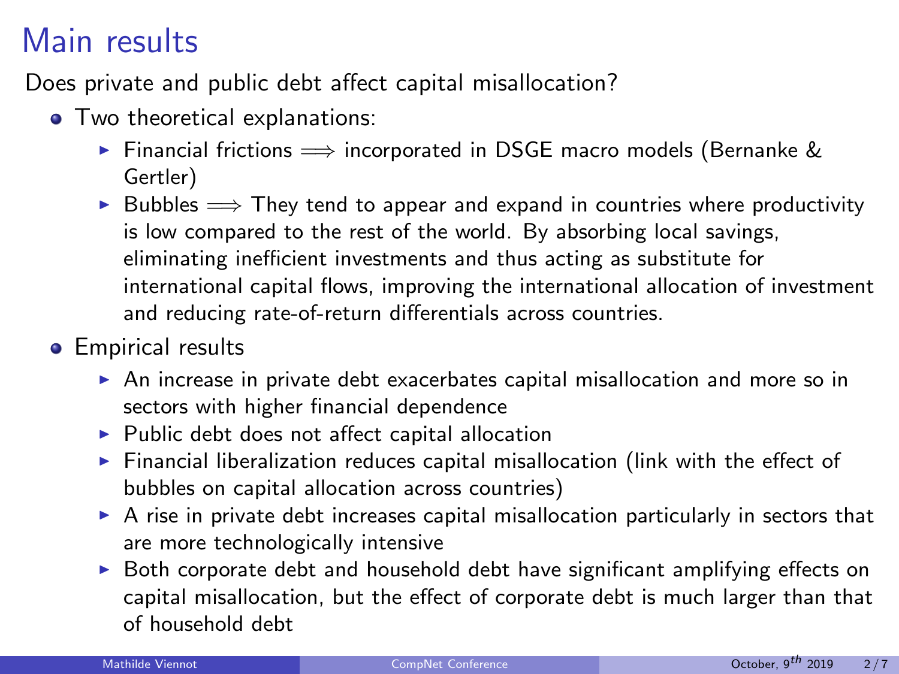# Main results

Does private and public debt affect capital misallocation?

- Two theoretical explanations:
  - Financial frictions $\Longrightarrow$ incorporated in DSGE macro models (Bernanke & Gertler)
  - Bubbles $\Longrightarrow$ They tend to appear and expand in countries where productivity is low compared to the rest of the world. By absorbing local savings, eliminating inefficient investments and thus acting as substitute for international capital flows, improving the international allocation of investment and reducing rate-of-return differentials across countries.
- Empirical results
  - An increase in private debt exacerbates capital misallocation and more so in sectors with higher financial dependence
  - Public debt does not affect capital allocation
  - Financial liberalization reduces capital misallocation (link with the effect of bubbles on capital allocation across countries)
  - A rise in private debt increases capital misallocation particularly in sectors that are more technologically intensive
  - Both corporate debt and household debt have significant amplifying effects on capital misallocation, but the effect of corporate debt is much larger than that of household debt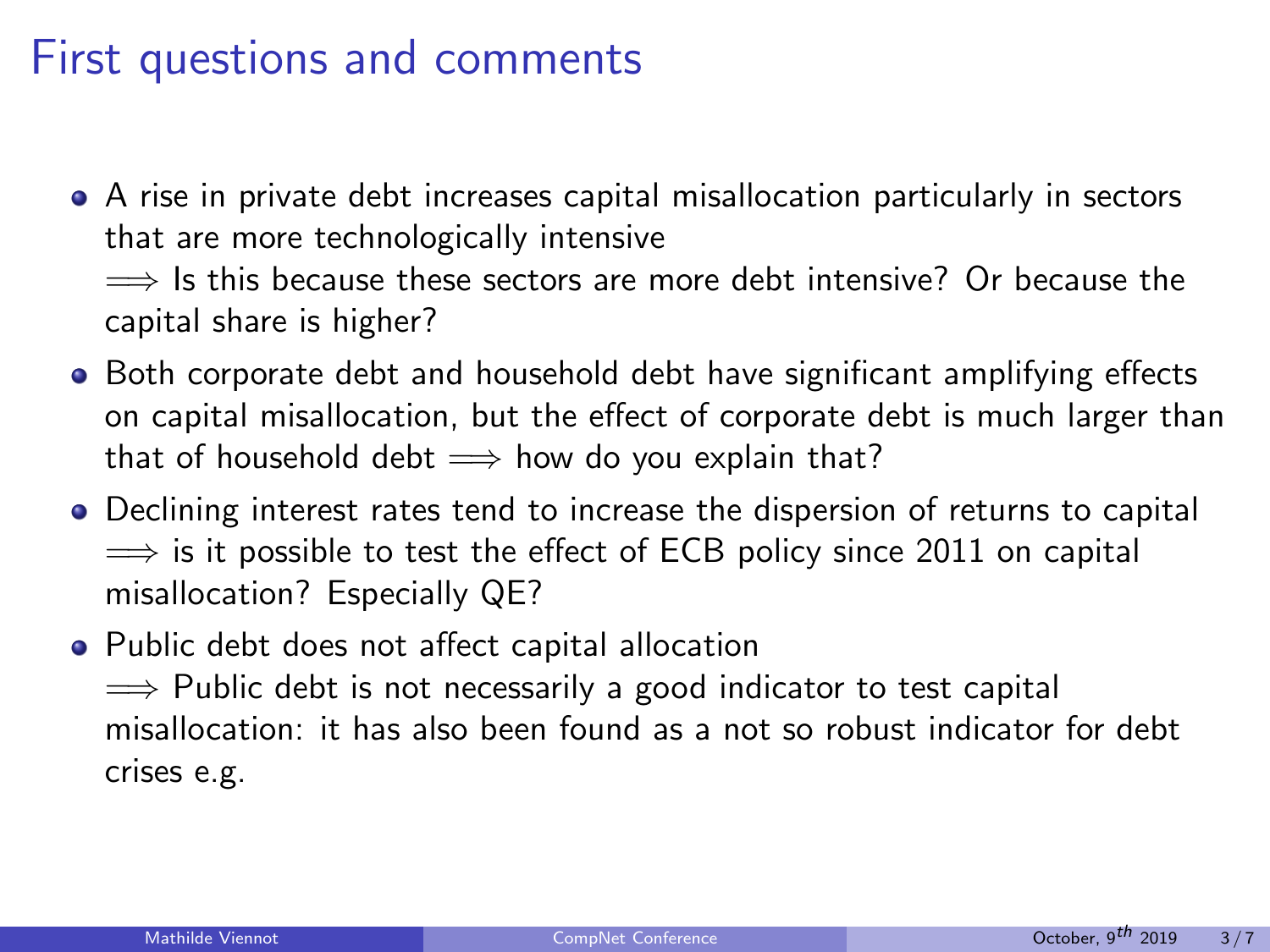# First questions and comments

- A rise in private debt increases capital misallocation particularly in sectors that are more technologically intensive
  $\Longrightarrow$ Is this because these sectors are more debt intensive? Or because the capital share is higher?
- Both corporate debt and household debt have significant amplifying effects on capital misallocation, but the effect of corporate debt is much larger than that of household debt $\Longrightarrow$ how do you explain that?
- Declining interest rates tend to increase the dispersion of returns to capital $\Longrightarrow$ is it possible to test the effect of ECB policy since 2011 on capital misallocation? Especially QE?
- Public debt does not affect capital allocation
  $\Longrightarrow$ Public debt is not necessarily a good indicator to test capital misallocation: it has also been found as a not so robust indicator for debt crises e.g.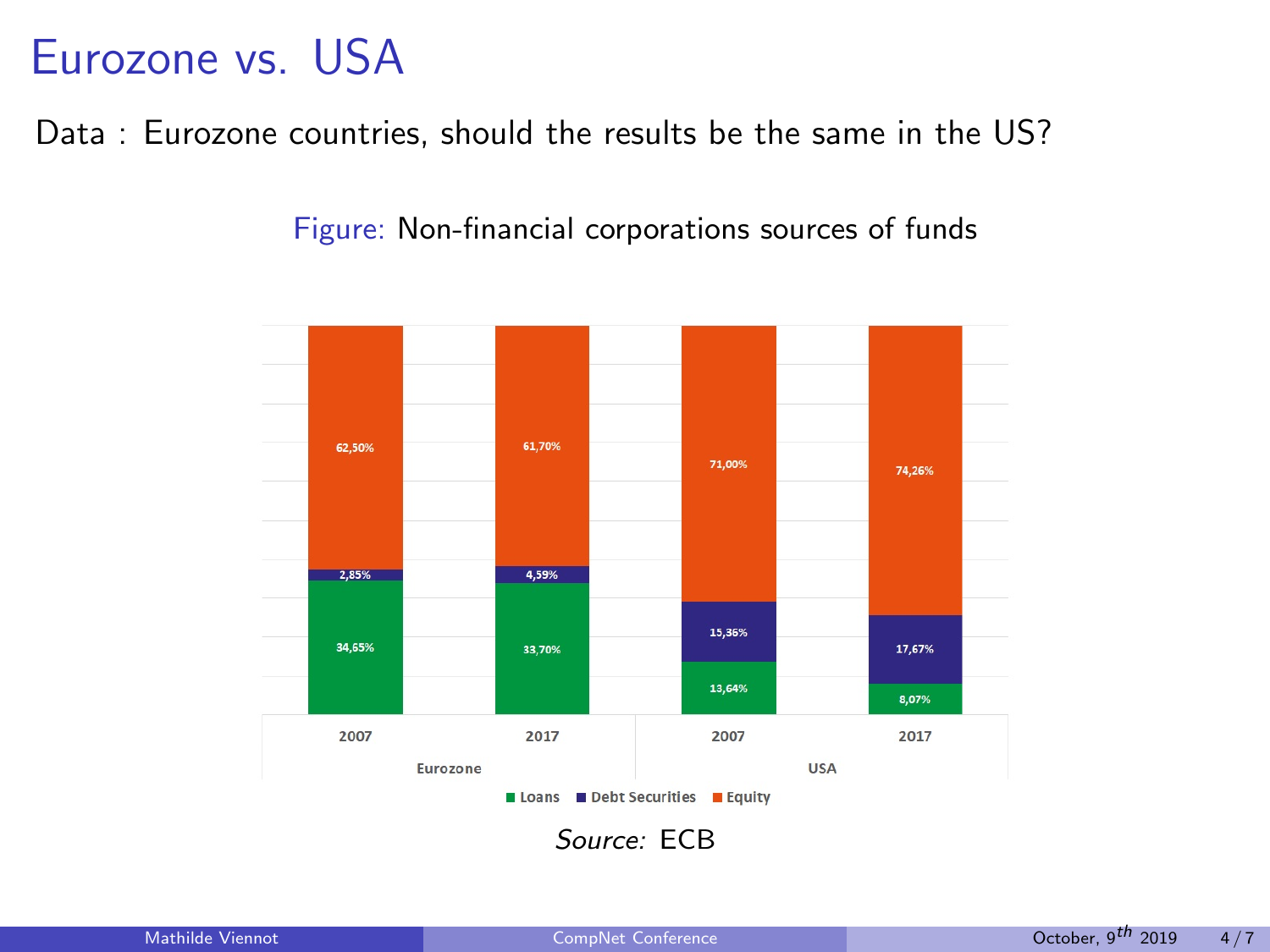# Eurozone vs. USA

Data : Eurozone countries, should the results be the same in the US?

Figure: Non-financial corporations sources of funds

| | Eurozone 2007 | Eurozone 2017 | USA 2007 | USA 2017 |
|---|---|---|---|---|
| Loans | 34,65% | 33,70% | 13,64% | 8,07% |
| Debt Securities | 2,85% | 4,59% | 15,36% | 17,67% |
| Equity | 62,50% | 61,70% | 71,00% | 74,26% |

*Source:* ECB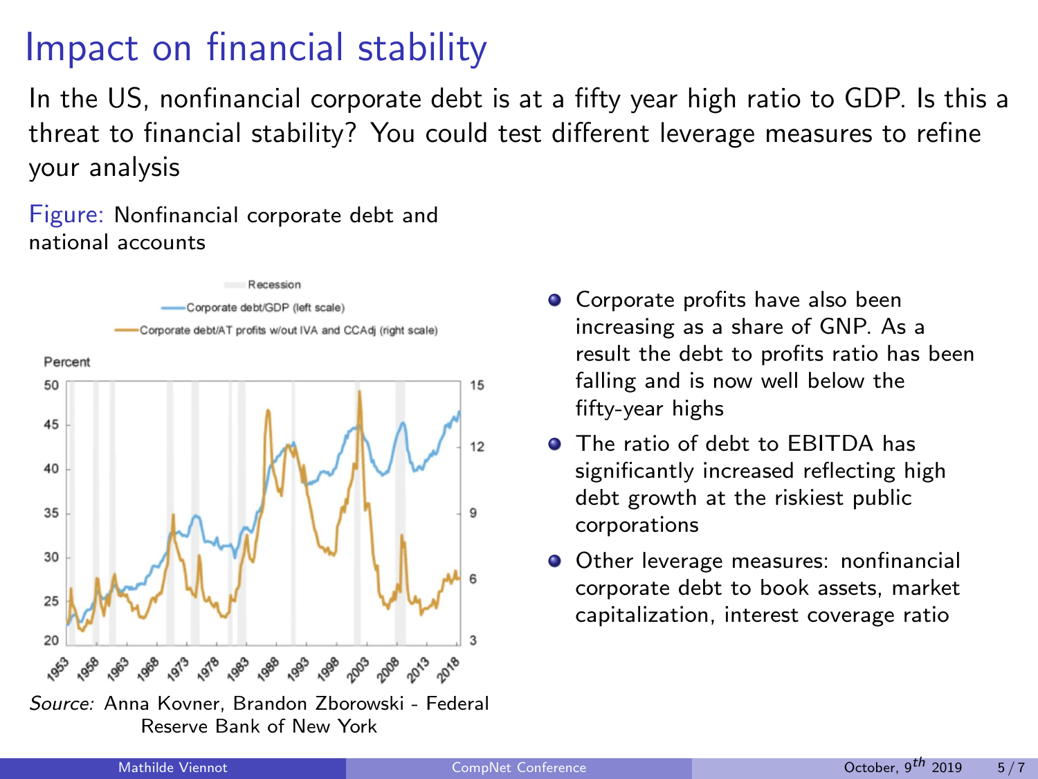# Impact on financial stability

In the US, nonfinancial corporate debt is at a fifty year high ratio to GDP. Is this a threat to financial stability? You could test different leverage measures to refine your analysis

Figure: Nonfinancial corporate debt and national accounts

*Source:* Anna Kovner, Brandon Zborowski - Federal Reserve Bank of New York

- Corporate profits have also been increasing as a share of GNP. As a result the debt to profits ratio has been falling and is now well below the fifty-year highs
- The ratio of debt to EBITDA has significantly increased reflecting high debt growth at the riskiest public corporations
- Other leverage measures: nonfinancial corporate debt to book assets, market capitalization, interest coverage ratio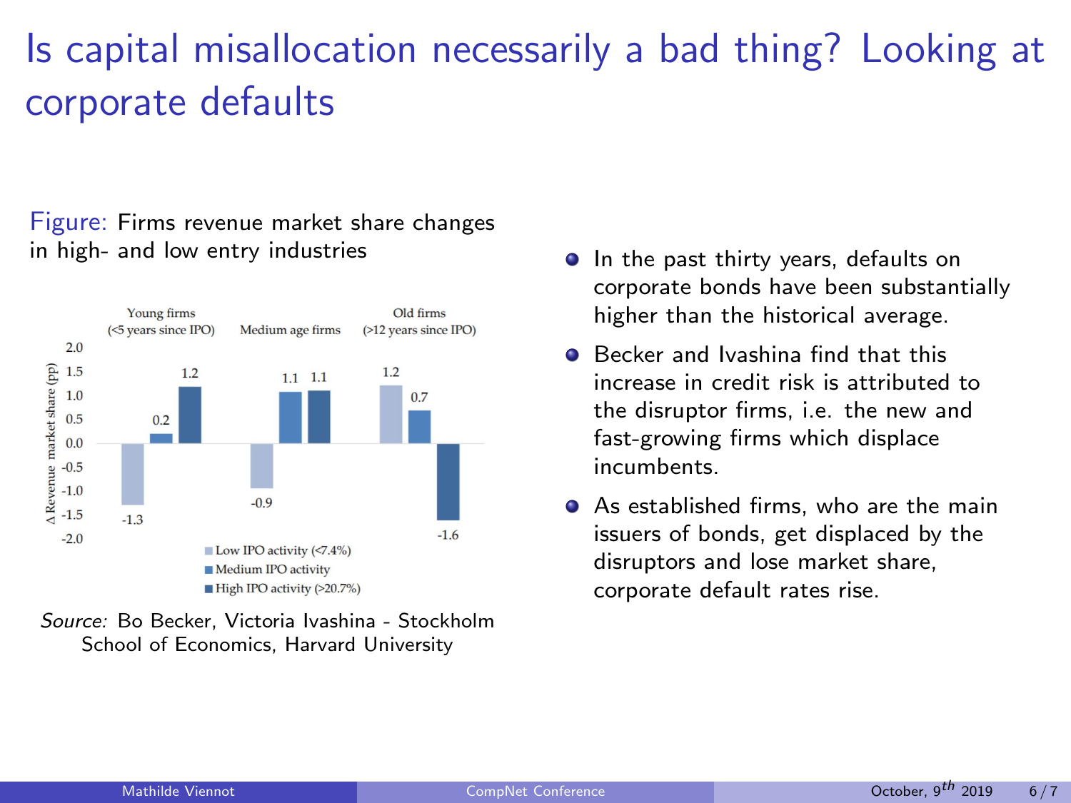# Is capital misallocation necessarily a bad thing? Looking at corporate defaults

Figure: Firms revenue market share changes in high- and low entry industries

| | Young firms (<5 years since IPO) | Medium age firms | Old firms (>12 years since IPO) |
|---|---|---|---|
| Low IPO activity (<7.4%) | -1.3 | -0.9 | 1.2 |
| Medium IPO activity | 0.2 | 1.1 | 0.7 |
| High IPO activity (>20.7%) | 1.2 | 1.1 | -1.6 |

*Source:* Bo Becker, Victoria Ivashina - Stockholm School of Economics, Harvard University

- In the past thirty years, defaults on corporate bonds have been substantially higher than the historical average.
- Becker and Ivashina find that this increase in credit risk is attributed to the disruptor firms, i.e. the new and fast-growing firms which displace incumbents.
- As established firms, who are the main issuers of bonds, get displaced by the disruptors and lose market share, corporate default rates rise.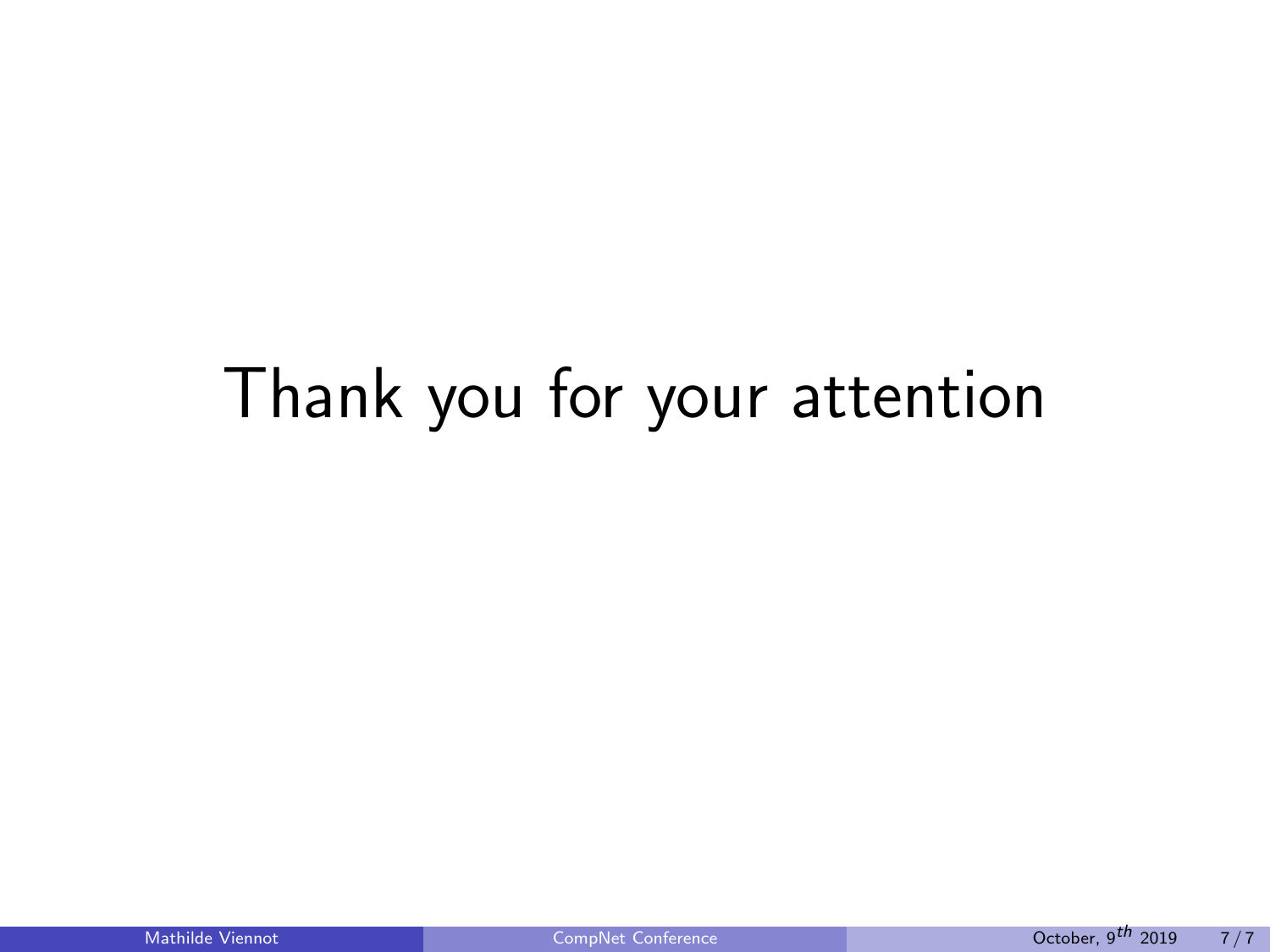Thank you for your attention